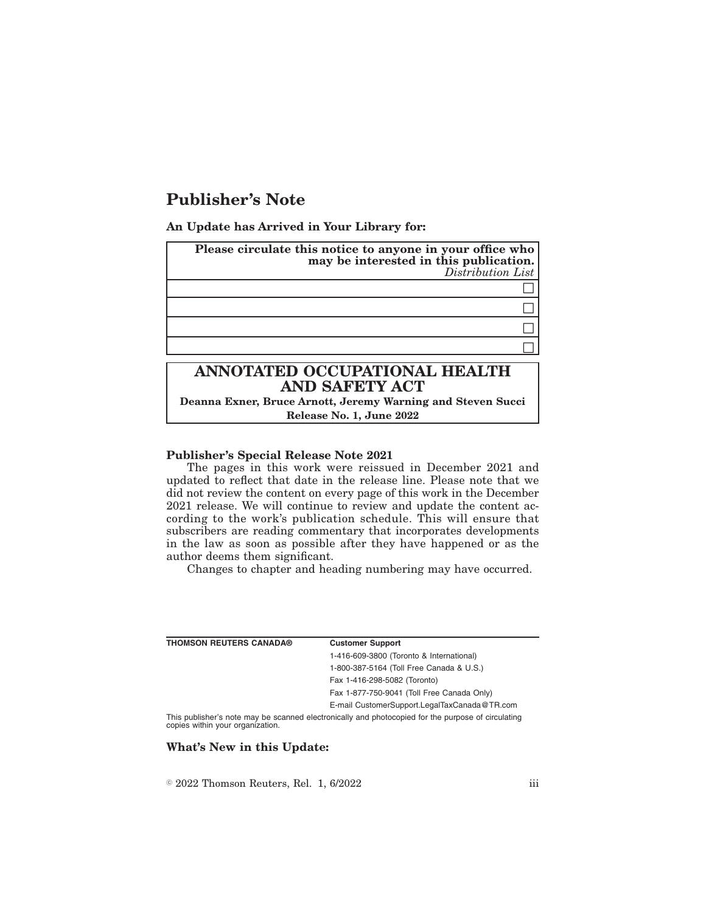# Publisher's Note

**An Update has Arrived in Your Library for:**

| **Please circulate this notice to anyone in your office who may be interested in this publication.** *Distribution List* |
|---|
| ☐ |
| ☐ |
| ☐ |
| ☐ |

## ANNOTATED OCCUPATIONAL HEALTH AND SAFETY ACT

**Deanna Exner, Bruce Arnott, Jeremy Warning and Steven Succi**

**Release No. 1, June 2022**

**Publisher's Special Release Note 2021**

The pages in this work were reissued in December 2021 and updated to reflect that date in the release line. Please note that we did not review the content on every page of this work in the December 2021 release. We will continue to review and update the content according to the work's publication schedule. This will ensure that subscribers are reading commentary that incorporates developments in the law as soon as possible after they have happened or as the author deems them significant.

Changes to chapter and heading numbering may have occurred.

| **THOMSON REUTERS CANADA®** | **Customer Support** |
|---|---|
| | 1-416-609-3800 (Toronto & International) |
| | 1-800-387-5164 (Toll Free Canada & U.S.) |
| | Fax 1-416-298-5082 (Toronto) |
| | Fax 1-877-750-9041 (Toll Free Canada Only) |
| | E-mail CustomerSupport.LegalTaxCanada@TR.com |

This publisher's note may be scanned electronically and photocopied for the purpose of circulating copies within your organization.

**What's New in this Update:**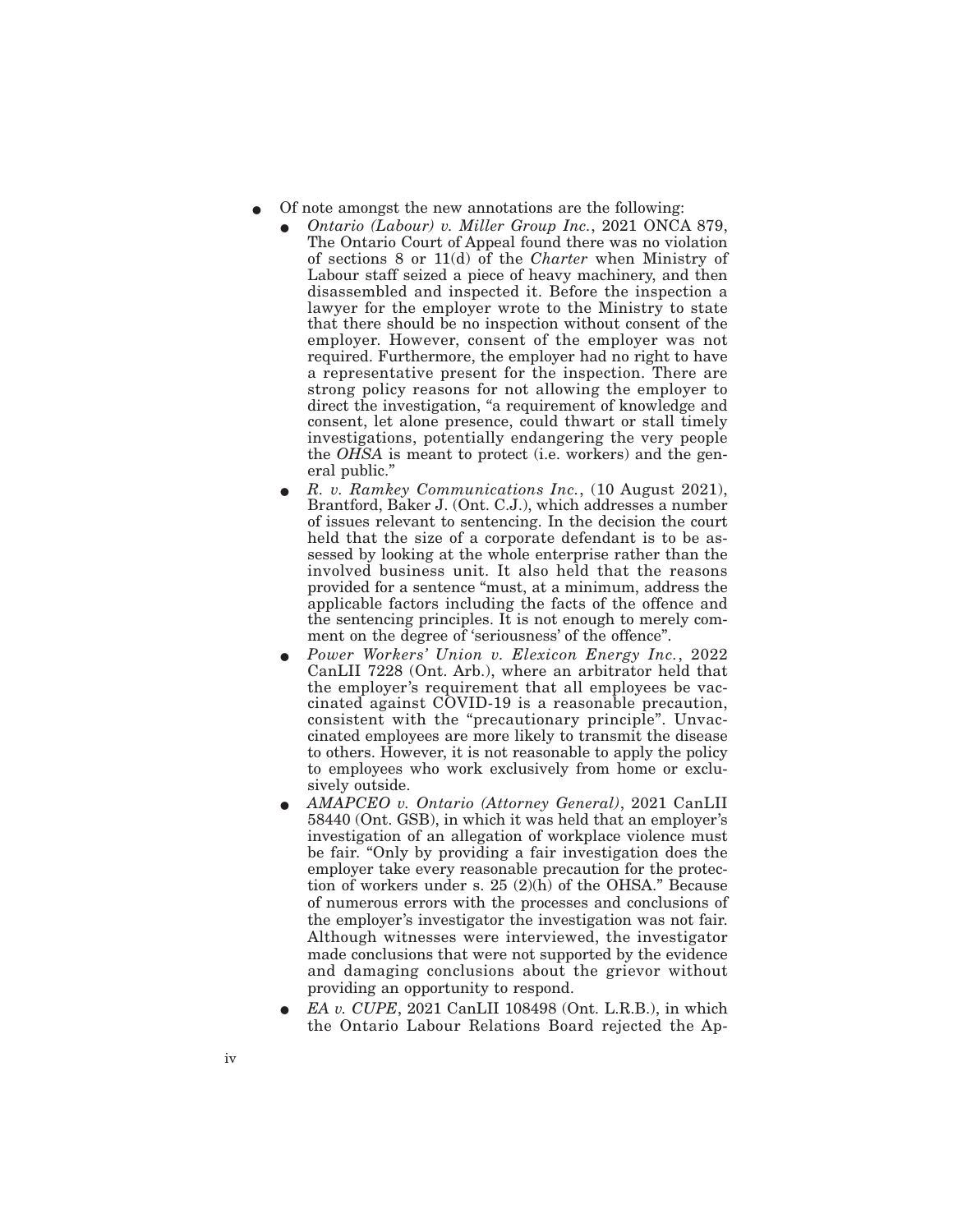- Of note amongst the new annotations are the following:
  - *Ontario (Labour) v. Miller Group Inc.*, 2021 ONCA 879, The Ontario Court of Appeal found there was no violation of sections 8 or 11(d) of the *Charter* when Ministry of Labour staff seized a piece of heavy machinery, and then disassembled and inspected it. Before the inspection a lawyer for the employer wrote to the Ministry to state that there should be no inspection without consent of the employer. However, consent of the employer was not required. Furthermore, the employer had no right to have a representative present for the inspection. There are strong policy reasons for not allowing the employer to direct the investigation, "a requirement of knowledge and consent, let alone presence, could thwart or stall timely investigations, potentially endangering the very people the *OHSA* is meant to protect (i.e. workers) and the general public."
  - *R. v. Ramkey Communications Inc.*, (10 August 2021), Brantford, Baker J. (Ont. C.J.), which addresses a number of issues relevant to sentencing. In the decision the court held that the size of a corporate defendant is to be assessed by looking at the whole enterprise rather than the involved business unit. It also held that the reasons provided for a sentence "must, at a minimum, address the applicable factors including the facts of the offence and the sentencing principles. It is not enough to merely comment on the degree of 'seriousness' of the offence".
  - *Power Workers' Union v. Elexicon Energy Inc.*, 2022 CanLII 7228 (Ont. Arb.), where an arbitrator held that the employer's requirement that all employees be vaccinated against COVID-19 is a reasonable precaution, consistent with the "precautionary principle". Unvaccinated employees are more likely to transmit the disease to others. However, it is not reasonable to apply the policy to employees who work exclusively from home or exclusively outside.
  - *AMAPCEO v. Ontario (Attorney General)*, 2021 CanLII 58440 (Ont. GSB), in which it was held that an employer's investigation of an allegation of workplace violence must be fair. "Only by providing a fair investigation does the employer take every reasonable precaution for the protection of workers under s. 25 (2)(h) of the OHSA." Because of numerous errors with the processes and conclusions of the employer's investigator the investigation was not fair. Although witnesses were interviewed, the investigator made conclusions that were not supported by the evidence and damaging conclusions about the grievor without providing an opportunity to respond.
  - *EA v. CUPE*, 2021 CanLII 108498 (Ont. L.R.B.), in which the Ontario Labour Relations Board rejected the Ap-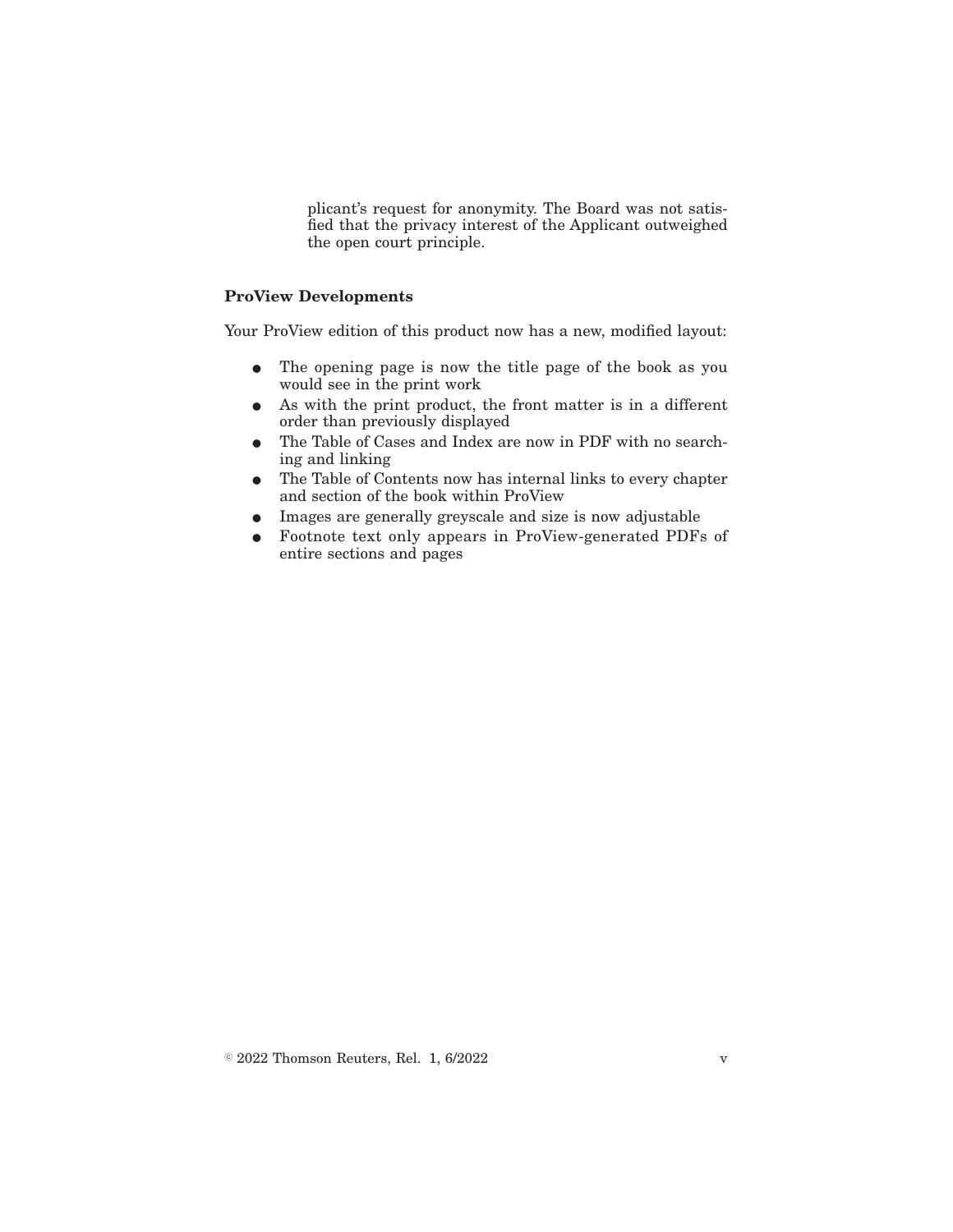plicant's request for anonymity. The Board was not satisfied that the privacy interest of the Applicant outweighed the open court principle.

**ProView Developments**

Your ProView edition of this product now has a new, modified layout:

- The opening page is now the title page of the book as you would see in the print work
- As with the print product, the front matter is in a different order than previously displayed
- The Table of Cases and Index are now in PDF with no searching and linking
- The Table of Contents now has internal links to every chapter and section of the book within ProView
- Images are generally greyscale and size is now adjustable
- Footnote text only appears in ProView-generated PDFs of entire sections and pages